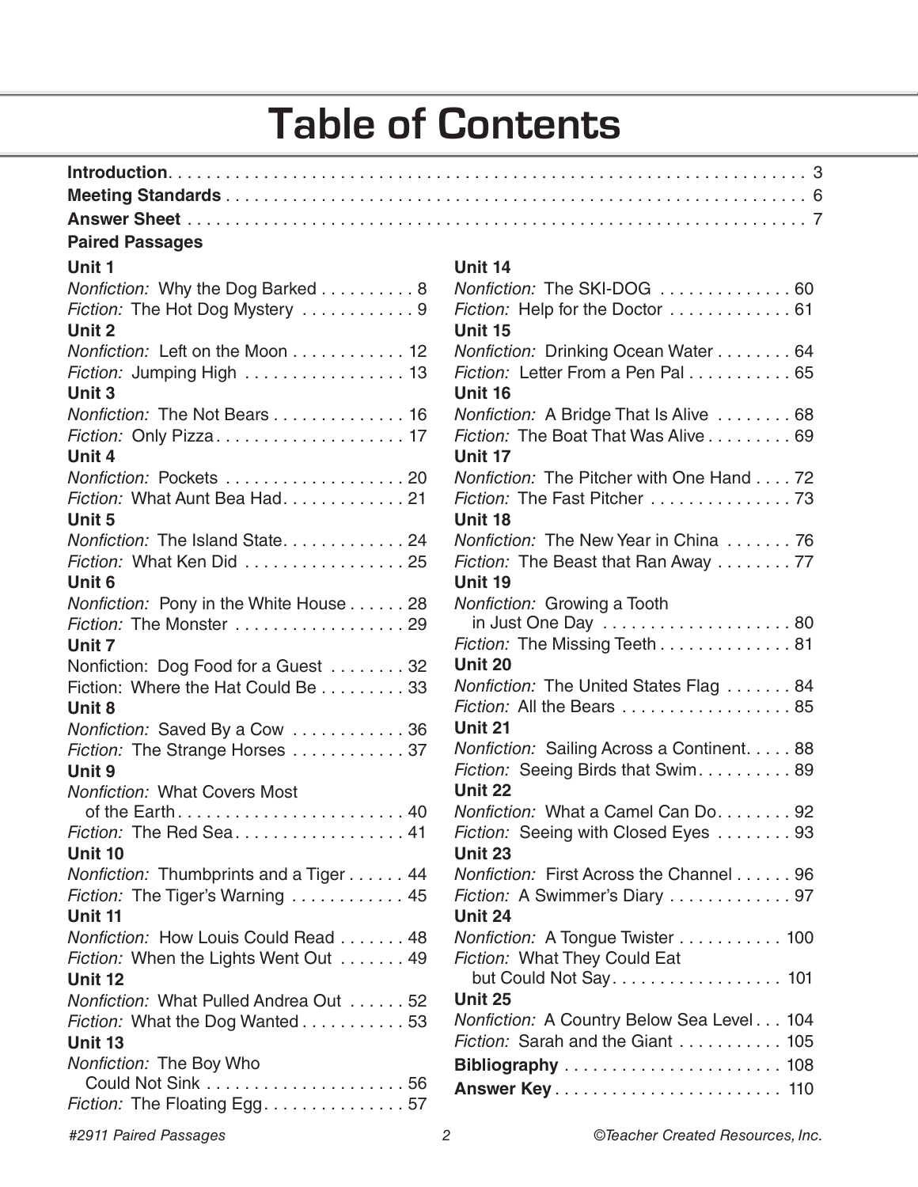# Table of Contents

**Introduction** . . . . . . . . . . 3

**Meeting Standards** . . . . . . . . . . 6

**Answer Sheet** . . . . . . . . . . 7

**Paired Passages**

**Unit 1**
*Nonfiction:* Why the Dog Barked . . . . . . . . . . 8
*Fiction:* The Hot Dog Mystery . . . . . . . . . . 9

**Unit 2**
*Nonfiction:* Left on the Moon . . . . . . . . . . 12
*Fiction:* Jumping High . . . . . . . . . . 13

**Unit 3**
*Nonfiction:* The Not Bears . . . . . . . . . . 16
*Fiction:* Only Pizza . . . . . . . . . . 17

**Unit 4**
*Nonfiction:* Pockets . . . . . . . . . . 20
*Fiction:* What Aunt Bea Had . . . . . . . . . . 21

**Unit 5**
*Nonfiction:* The Island State . . . . . . . . . . 24
*Fiction:* What Ken Did . . . . . . . . . . 25

**Unit 6**
*Nonfiction:* Pony in the White House . . . . . . . . . . 28
*Fiction:* The Monster . . . . . . . . . . 29

**Unit 7**
Nonfiction: Dog Food for a Guest . . . . . . . . . . 32
Fiction: Where the Hat Could Be . . . . . . . . . . 33

**Unit 8**
*Nonfiction:* Saved By a Cow . . . . . . . . . . 36
*Fiction:* The Strange Horses . . . . . . . . . . 37

**Unit 9**
*Nonfiction:* What Covers Most of the Earth . . . . . . . . . . 40
*Fiction:* The Red Sea . . . . . . . . . . 41

**Unit 10**
*Nonfiction:* Thumbprints and a Tiger . . . . . . . . . . 44
*Fiction:* The Tiger's Warning . . . . . . . . . . 45

**Unit 11**
*Nonfiction:* How Louis Could Read . . . . . . . . . . 48
*Fiction:* When the Lights Went Out . . . . . . . . . . 49

**Unit 12**
*Nonfiction:* What Pulled Andrea Out . . . . . . . . . . 52
*Fiction:* What the Dog Wanted . . . . . . . . . . 53

**Unit 13**
*Nonfiction:* The Boy Who Could Not Sink . . . . . . . . . . 56
*Fiction:* The Floating Egg . . . . . . . . . . 57

**Unit 14**
*Nonfiction:* The SKI-DOG . . . . . . . . . . 60
*Fiction:* Help for the Doctor . . . . . . . . . . 61

**Unit 15**
*Nonfiction:* Drinking Ocean Water . . . . . . . . . . 64
*Fiction:* Letter From a Pen Pal . . . . . . . . . . 65

**Unit 16**
*Nonfiction:* A Bridge That Is Alive . . . . . . . . . . 68
*Fiction:* The Boat That Was Alive . . . . . . . . . . 69

**Unit 17**
*Nonfiction:* The Pitcher with One Hand . . . . . . . . . . 72
*Fiction:* The Fast Pitcher . . . . . . . . . . 73

**Unit 18**
*Nonfiction:* The New Year in China . . . . . . . . . . 76
*Fiction:* The Beast that Ran Away . . . . . . . . . . 77

**Unit 19**
*Nonfiction:* Growing a Tooth in Just One Day . . . . . . . . . . 80
*Fiction:* The Missing Teeth . . . . . . . . . . 81

**Unit 20**
*Nonfiction:* The United States Flag . . . . . . . . . . 84
*Fiction:* All the Bears . . . . . . . . . . 85

**Unit 21**
*Nonfiction:* Sailing Across a Continent . . . . . . . . . . 88
*Fiction:* Seeing Birds that Swim . . . . . . . . . . 89

**Unit 22**
*Nonfiction:* What a Camel Can Do . . . . . . . . . . 92
*Fiction:* Seeing with Closed Eyes . . . . . . . . . . 93

**Unit 23**
*Nonfiction:* First Across the Channel . . . . . . . . . . 96
*Fiction:* A Swimmer's Diary . . . . . . . . . . 97

**Unit 24**
*Nonfiction:* A Tongue Twister . . . . . . . . . . 100
*Fiction:* What They Could Eat but Could Not Say . . . . . . . . . . 101

**Unit 25**
*Nonfiction:* A Country Below Sea Level . . . . . . . . . . 104
*Fiction:* Sarah and the Giant . . . . . . . . . . 105

**Bibliography** . . . . . . . . . . 108

**Answer Key** . . . . . . . . . . 110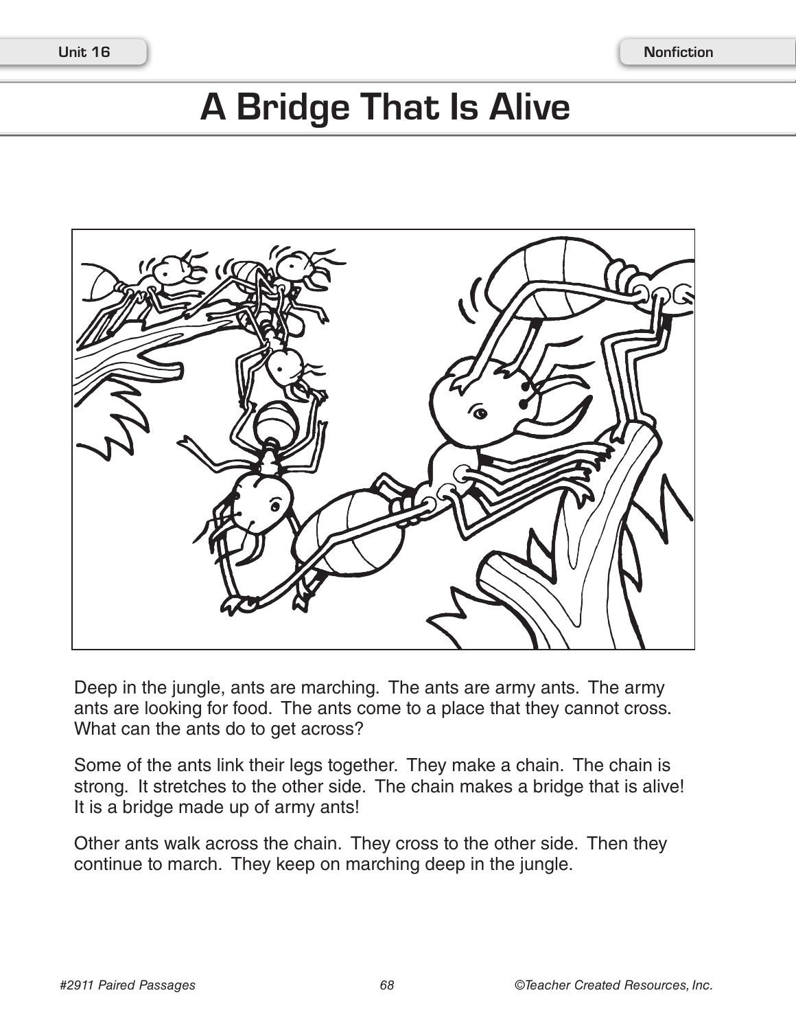# A Bridge That Is Alive

Deep in the jungle, ants are marching. The ants are army ants. The army ants are looking for food. The ants come to a place that they cannot cross. What can the ants do to get across?

Some of the ants link their legs together. They make a chain. The chain is strong. It stretches to the other side. The chain makes a bridge that is alive! It is a bridge made up of army ants!

Other ants walk across the chain. They cross to the other side. Then they continue to march. They keep on marching deep in the jungle.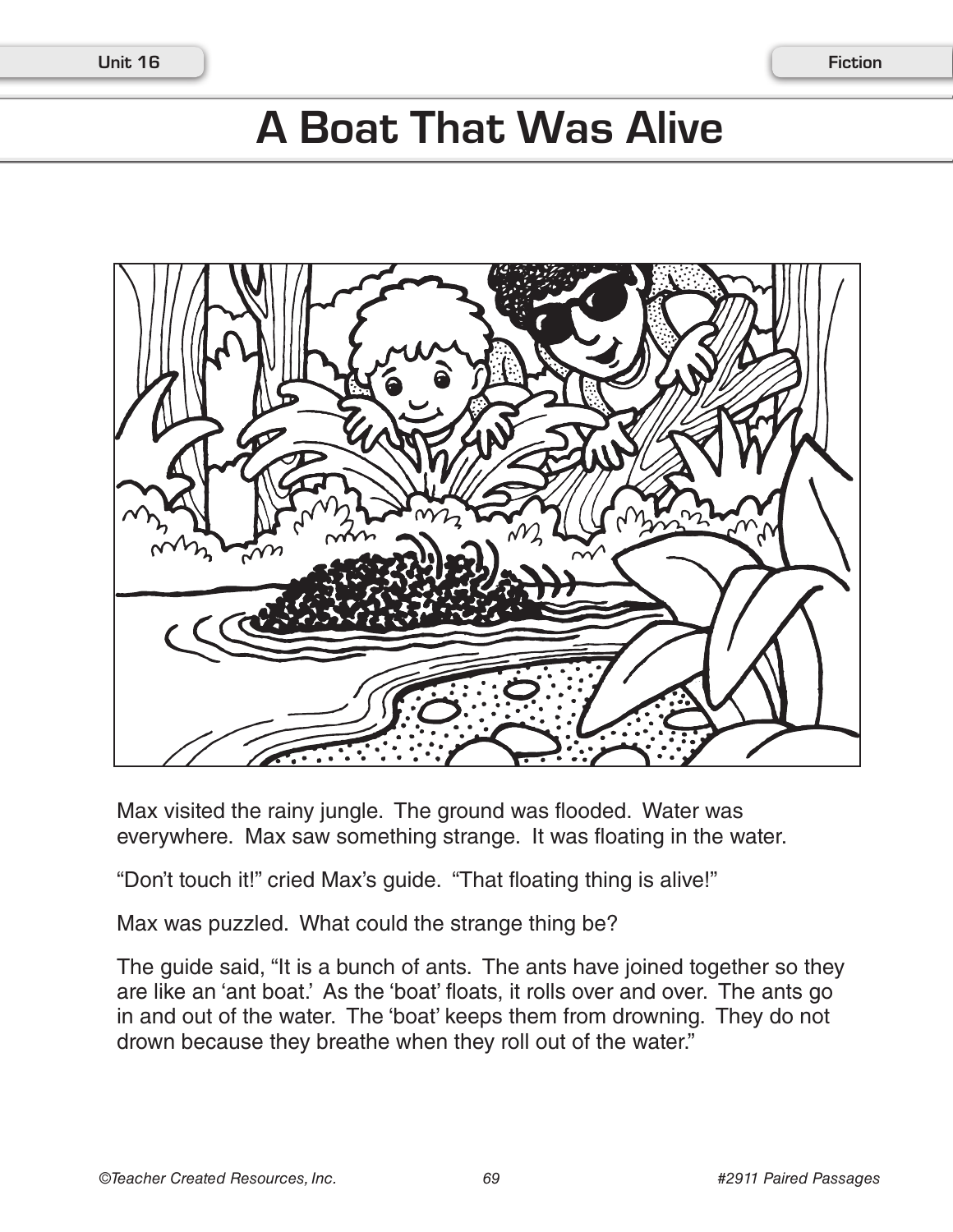# A Boat That Was Alive

Max visited the rainy jungle. The ground was flooded. Water was everywhere. Max saw something strange. It was floating in the water.

"Don't touch it!" cried Max's guide. "That floating thing is alive!"

Max was puzzled. What could the strange thing be?

The guide said, "It is a bunch of ants. The ants have joined together so they are like an 'ant boat.' As the 'boat' floats, it rolls over and over. The ants go in and out of the water. The 'boat' keeps them from drowning. They do not drown because they breathe when they roll out of the water."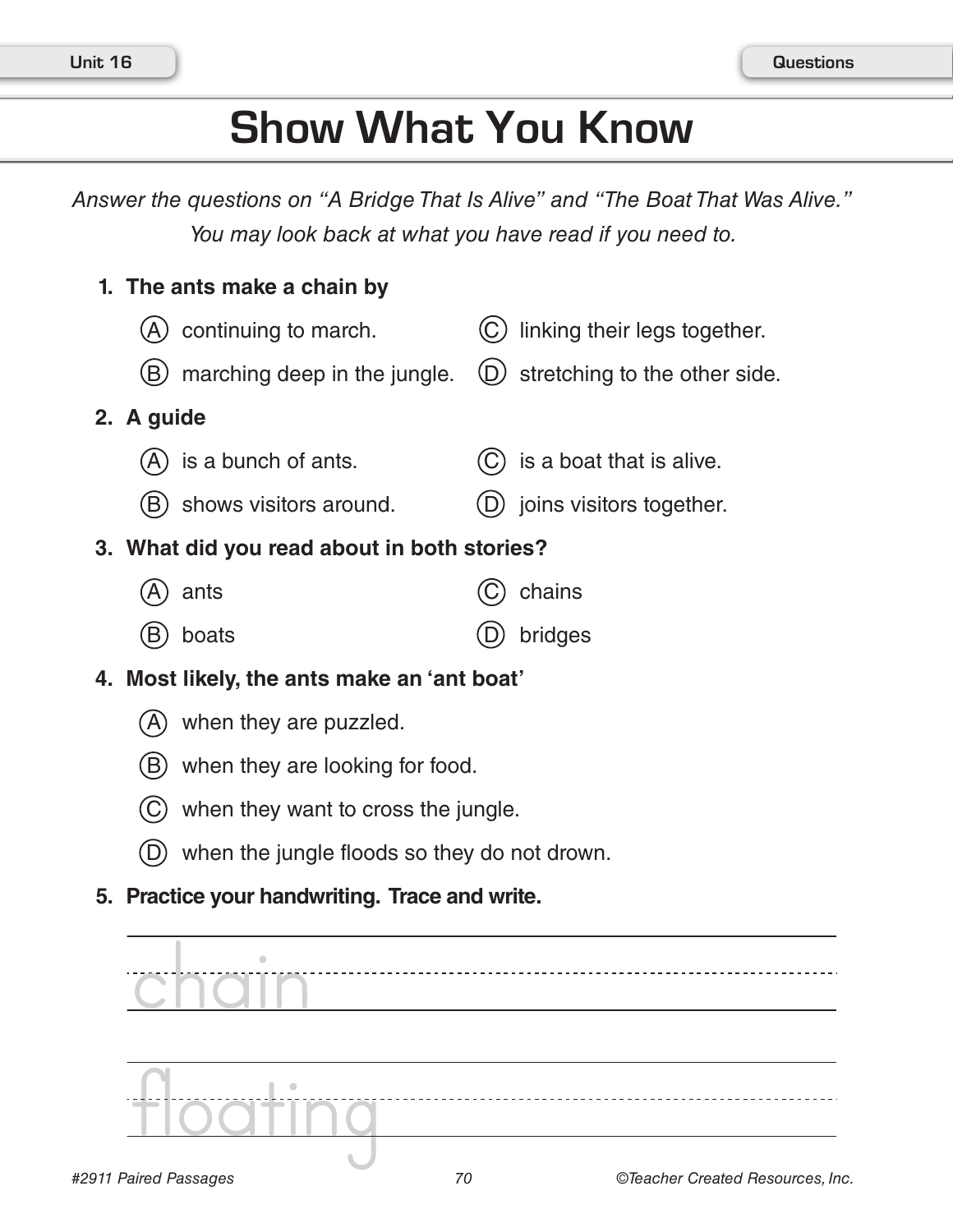# Show What You Know

*Answer the questions on "A Bridge That Is Alive" and "The Boat That Was Alive." You may look back at what you have read if you need to.*

**1. The ants make a chain by**

- (A) continuing to march.
- (B) marching deep in the jungle.
- (C) linking their legs together.
- (D) stretching to the other side.

**2. A guide**

- (A) is a bunch of ants.
- (B) shows visitors around.
- (C) is a boat that is alive.
- (D) joins visitors together.

**3. What did you read about in both stories?**

- (A) ants
- (B) boats
- (C) chains
- (D) bridges

**4. Most likely, the ants make an 'ant boat'**

- (A) when they are puzzled.
- (B) when they are looking for food.
- (C) when they want to cross the jungle.
- (D) when the jungle floods so they do not drown.

**5. Practice your handwriting. Trace and write.**

chain

floating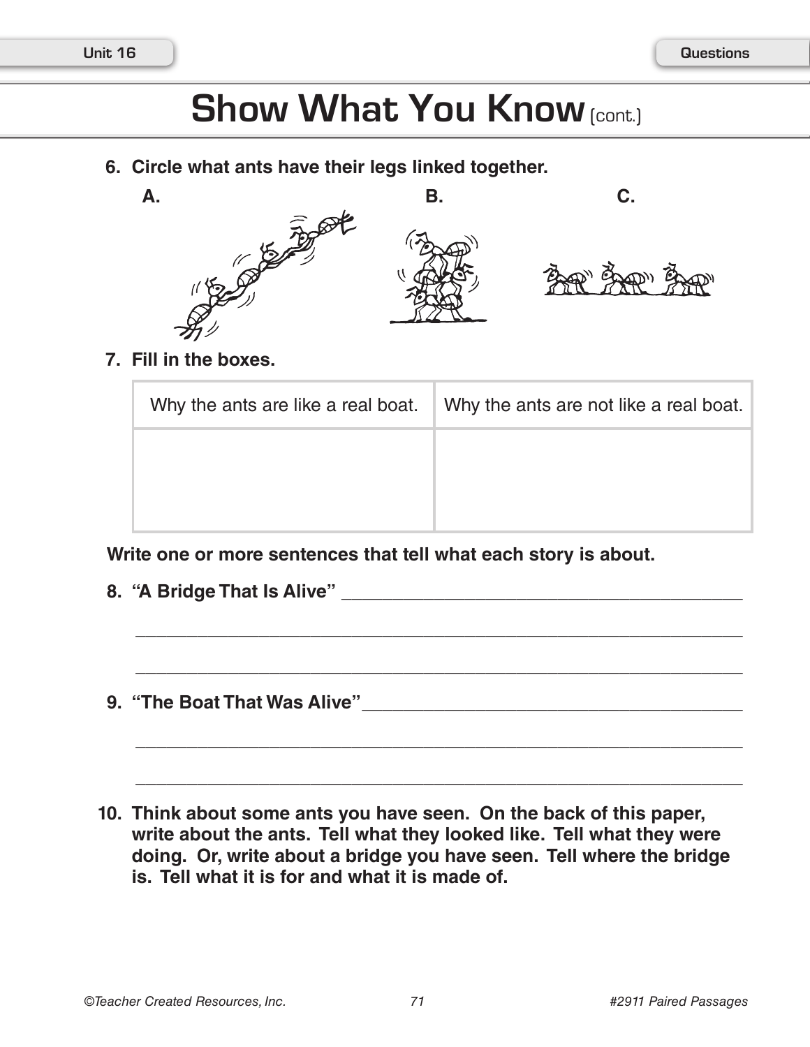# Show What You Know (cont.)

6. **Circle what ants have their legs linked together.**

   **A.** **B.** **C.**

7. **Fill in the boxes.**

| Why the ants are like a real boat. | Why the ants are not like a real boat. |
| --- | --- |
| | |

**Write one or more sentences that tell what each story is about.**

8. **"A Bridge That Is Alive"** ________________________________________

________________________________________________________________

________________________________________________________________

9. **"The Boat That Was Alive"** ________________________________________

________________________________________________________________

________________________________________________________________

10. **Think about some ants you have seen. On the back of this paper, write about the ants. Tell what they looked like. Tell what they were doing. Or, write about a bridge you have seen. Tell where the bridge is. Tell what it is for and what it is made of.**